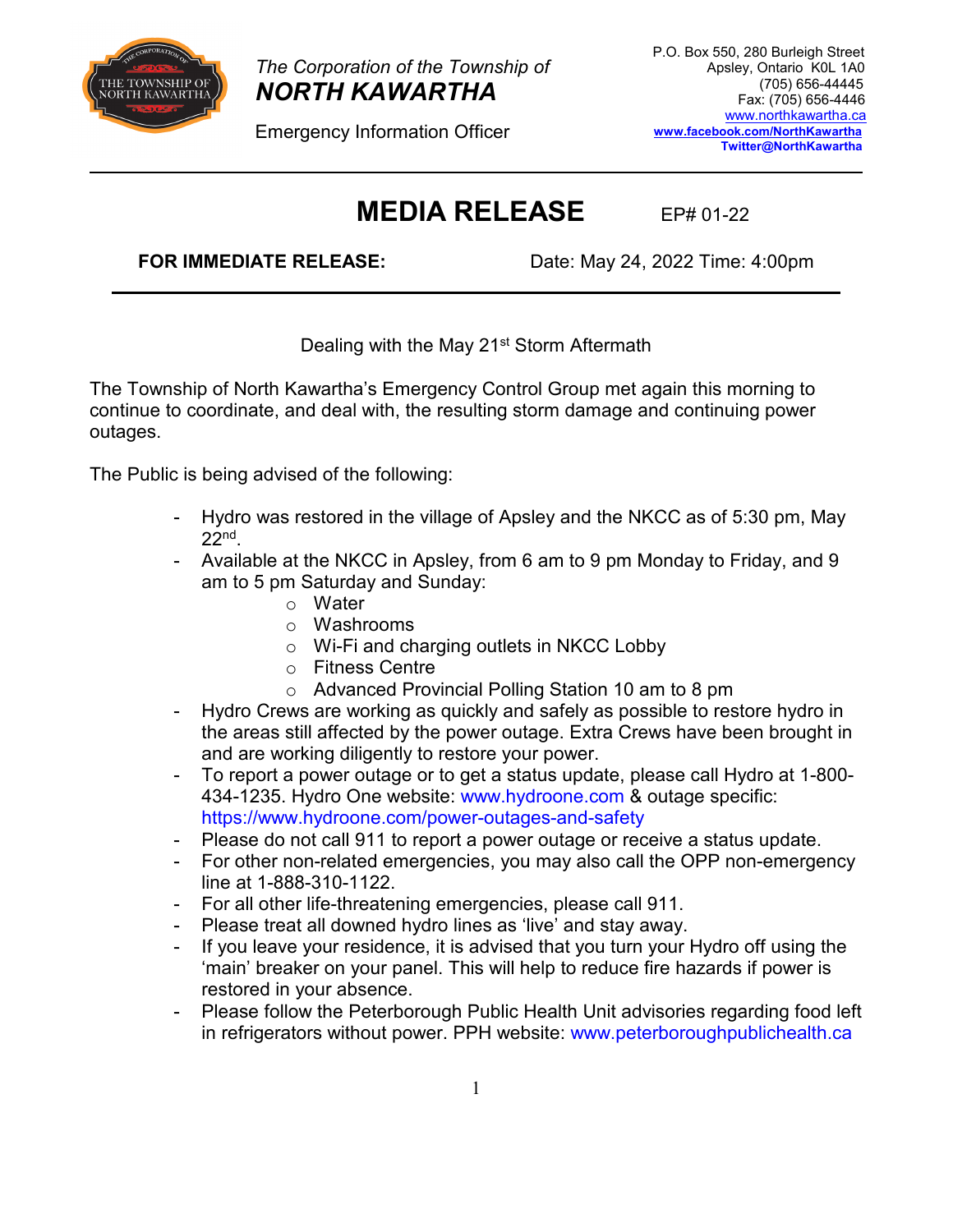*The Corporation of the Township of*
***NORTH KAWARTHA***

Emergency Information Officer

P.O. Box 550, 280 Burleigh Street
Apsley, Ontario K0L 1A0
(705) 656-44445
Fax: (705) 656-4446
www.northkawartha.ca
**www.facebook.com/NorthKawartha**
**Twitter@NorthKawartha**

---

# MEDIA RELEASE

EP# 01-22

**FOR IMMEDIATE RELEASE:** Date: May 24, 2022 Time: 4:00pm

---

Dealing with the May 21st Storm Aftermath

The Township of North Kawartha's Emergency Control Group met again this morning to continue to coordinate, and deal with, the resulting storm damage and continuing power outages.

The Public is being advised of the following:

- Hydro was restored in the village of Apsley and the NKCC as of 5:30 pm, May 22nd.
- Available at the NKCC in Apsley, from 6 am to 9 pm Monday to Friday, and 9 am to 5 pm Saturday and Sunday:
  - Water
  - Washrooms
  - Wi-Fi and charging outlets in NKCC Lobby
  - Fitness Centre
  - Advanced Provincial Polling Station 10 am to 8 pm
- Hydro Crews are working as quickly and safely as possible to restore hydro in the areas still affected by the power outage. Extra Crews have been brought in and are working diligently to restore your power.
- To report a power outage or to get a status update, please call Hydro at 1-800-434-1235. Hydro One website: www.hydroone.com & outage specific: https://www.hydroone.com/power-outages-and-safety
- Please do not call 911 to report a power outage or receive a status update.
- For other non-related emergencies, you may also call the OPP non-emergency line at 1-888-310-1122.
- For all other life-threatening emergencies, please call 911.
- Please treat all downed hydro lines as 'live' and stay away.
- If you leave your residence, it is advised that you turn your Hydro off using the 'main' breaker on your panel. This will help to reduce fire hazards if power is restored in your absence.
- Please follow the Peterborough Public Health Unit advisories regarding food left in refrigerators without power. PPH website: www.peterboroughpublichealth.ca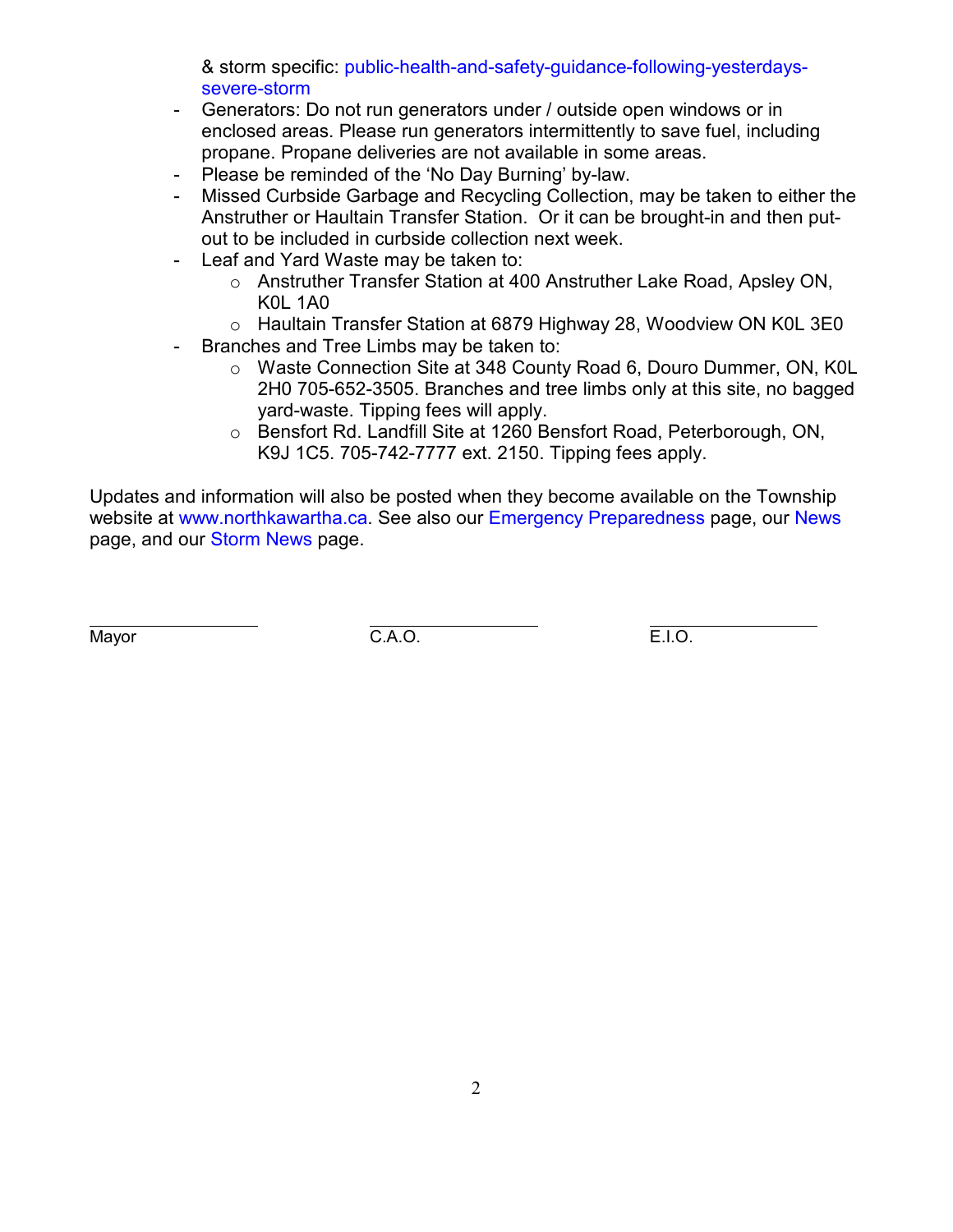& storm specific: public-health-and-safety-guidance-following-yesterdays-severe-storm

- Generators: Do not run generators under / outside open windows or in enclosed areas. Please run generators intermittently to save fuel, including propane. Propane deliveries are not available in some areas.
- Please be reminded of the 'No Day Burning' by-law.
- Missed Curbside Garbage and Recycling Collection, may be taken to either the Anstruther or Haultain Transfer Station. Or it can be brought-in and then put-out to be included in curbside collection next week.
- Leaf and Yard Waste may be taken to:
  - Anstruther Transfer Station at 400 Anstruther Lake Road, Apsley ON, K0L 1A0
  - Haultain Transfer Station at 6879 Highway 28, Woodview ON K0L 3E0
- Branches and Tree Limbs may be taken to:
  - Waste Connection Site at 348 County Road 6, Douro Dummer, ON, K0L 2H0 705-652-3505. Branches and tree limbs only at this site, no bagged yard-waste. Tipping fees will apply.
  - Bensfort Rd. Landfill Site at 1260 Bensfort Road, Peterborough, ON, K9J 1C5. 705-742-7777 ext. 2150. Tipping fees apply.

Updates and information will also be posted when they become available on the Township website at www.northkawartha.ca. See also our Emergency Preparedness page, our News page, and our Storm News page.

| | | |
|---|---|---|
| Mayor | C.A.O. | E.I.O. |